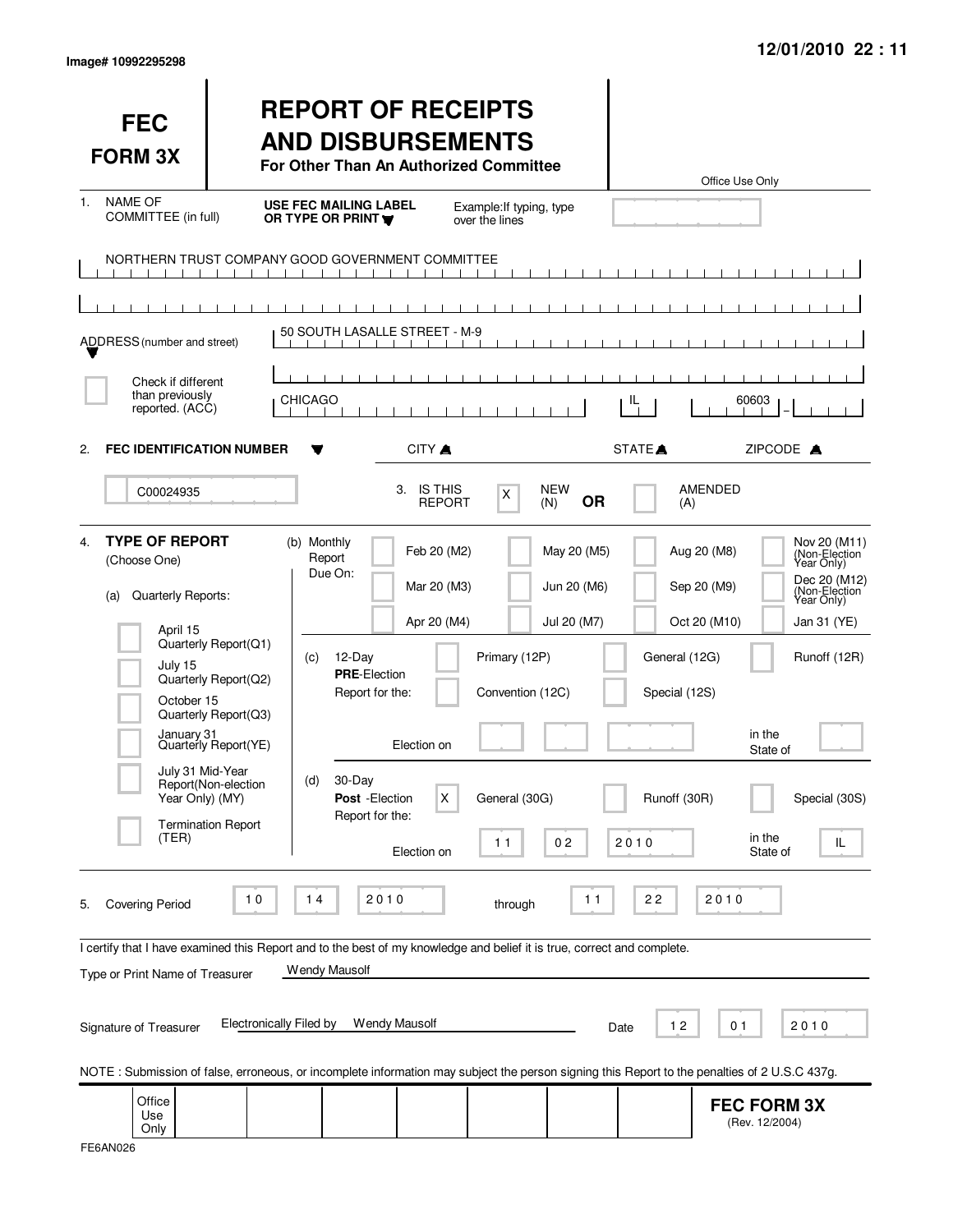Image# 10992295298

12/01/2010 22 : 11

# FEC FORM 3X

# REPORT OF RECEIPTS AND DISBURSEMENTS

**For Other Than An Authorized Committee**

Office Use Only

1. NAME OF COMMITTEE (in full) — **USE FEC MAILING LABEL OR TYPE OR PRINT** — Example: If typing, type over the lines

NORTHERN TRUST COMPANY GOOD GOVERNMENT COMMITTEE

ADDRESS (number and street): 50 SOUTH LASALLE STREET - M-9

Check if different than previously reported. (ACC)

CITY: CHICAGO | STATE: IL | ZIPCODE: 60603

2. **FEC IDENTIFICATION NUMBER**: C00024935

3. IS THIS REPORT: [X] NEW (N) **OR** [ ] AMENDED (A)

4. **TYPE OF REPORT** (Choose One)

(a) Quarterly Reports:
- [ ] April 15 Quarterly Report (Q1)
- [ ] July 15 Quarterly Report (Q2)
- [ ] October 15 Quarterly Report (Q3)
- [ ] January 31 Quarterly Report (YE)
- [ ] July 31 Mid-Year Report (Non-election Year Only) (MY)
- [ ] Termination Report (TER)

(b) Monthly Report Due On:
- [ ] Feb 20 (M2)
- [ ] Mar 20 (M3)
- [ ] Apr 20 (M4)
- [ ] May 20 (M5)
- [ ] Jun 20 (M6)
- [ ] Jul 20 (M7)
- [ ] Aug 20 (M8)
- [ ] Sep 20 (M9)
- [ ] Oct 20 (M10)
- [ ] Nov 20 (M11) (Non-Election Year Only)
- [ ] Dec 20 (M12) (Non-Election Year Only)
- [ ] Jan 31 (YE)

(c) 12-Day **PRE**-Election Report for the:
- [ ] Primary (12P)
- [ ] General (12G)
- [ ] Runoff (12R)
- [ ] Convention (12C)
- [ ] Special (12S)

Election on ______ in the State of ______

(d) 30-Day **Post**-Election Report for the:
- [X] General (30G)
- [ ] Runoff (30R)
- [ ] Special (30S)

Election on 11 02 2010 in the State of IL

5. Covering Period 10 14 2010 through 11 22 2010

I certify that I have examined this Report and to the best of my knowledge and belief it is true, correct and complete.

Type or Print Name of Treasurer: Wendy Mausolf

Signature of Treasurer: Electronically Filed by Wendy Mausolf — Date 12 01 2010

NOTE : Submission of false, erroneous, or incomplete information may subject the person signing this Report to the penalties of 2 U.S.C 437g.

Office Use Only

**FEC FORM 3X** (Rev. 12/2004)

FE6AN026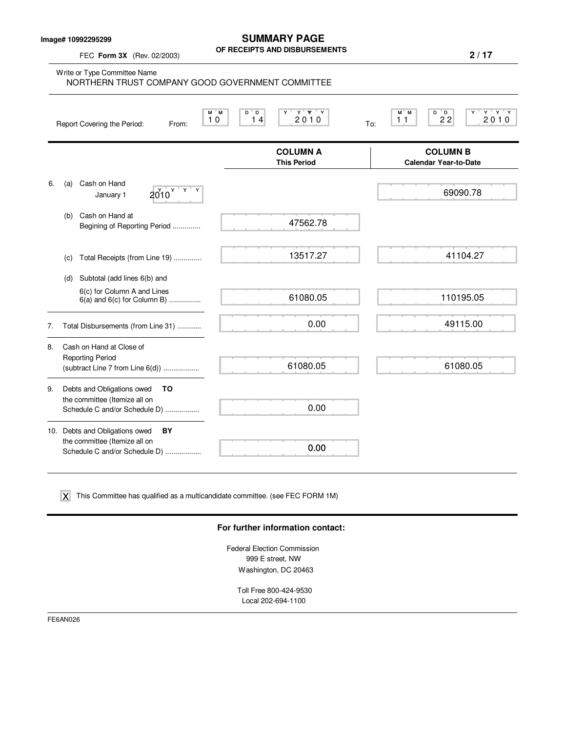Image# 10992295299

# SUMMARY PAGE
## OF RECEIPTS AND DISBURSEMENTS

FEC **Form 3X** (Rev. 02/2003)

Write or Type Committee Name
NORTHERN TRUST COMPANY GOOD GOVERNMENT COMMITTEE

Report Covering the Period: From: 10 14 2010 To: 11 22 2010

| | | COLUMN A<br>This Period | COLUMN B<br>Calendar Year-to-Date |
|---|---|---|---|
| 6. | (a) Cash on Hand January 1 2010 | | 69090.78 |
| | (b) Cash on Hand at Begining of Reporting Period .............. | 47562.78 | |
| | (c) Total Receipts (from Line 19) .............. | 13517.27 | 41104.27 |
| | (d) Subtotal (add lines 6(b) and 6(c) for Column A and Lines 6(a) and 6(c) for Column B) ................ | 61080.05 | 110195.05 |
| 7. | Total Disbursements (from Line 31) ............ | 0.00 | 49115.00 |
| 8. | Cash on Hand at Close of Reporting Period (subtract Line 7 from Line 6(d)) .................. | 61080.05 | 61080.05 |
| 9. | Debts and Obligations owed **TO** the committee (Itemize all on Schedule C and/or Schedule D) ................. | 0.00 | |
| 10. | Debts and Obligations owed **BY** the committee (Itemize all on Schedule C and/or Schedule D) .................. | 0.00 | |

X This Committee has qualified as a multicandidate committee. (see FEC FORM 1M)

**For further information contact:**

Federal Election Commission
999 E street, NW
Washington, DC 20463

Toll Free 800-424-9530
Local 202-694-1100

FE6AN026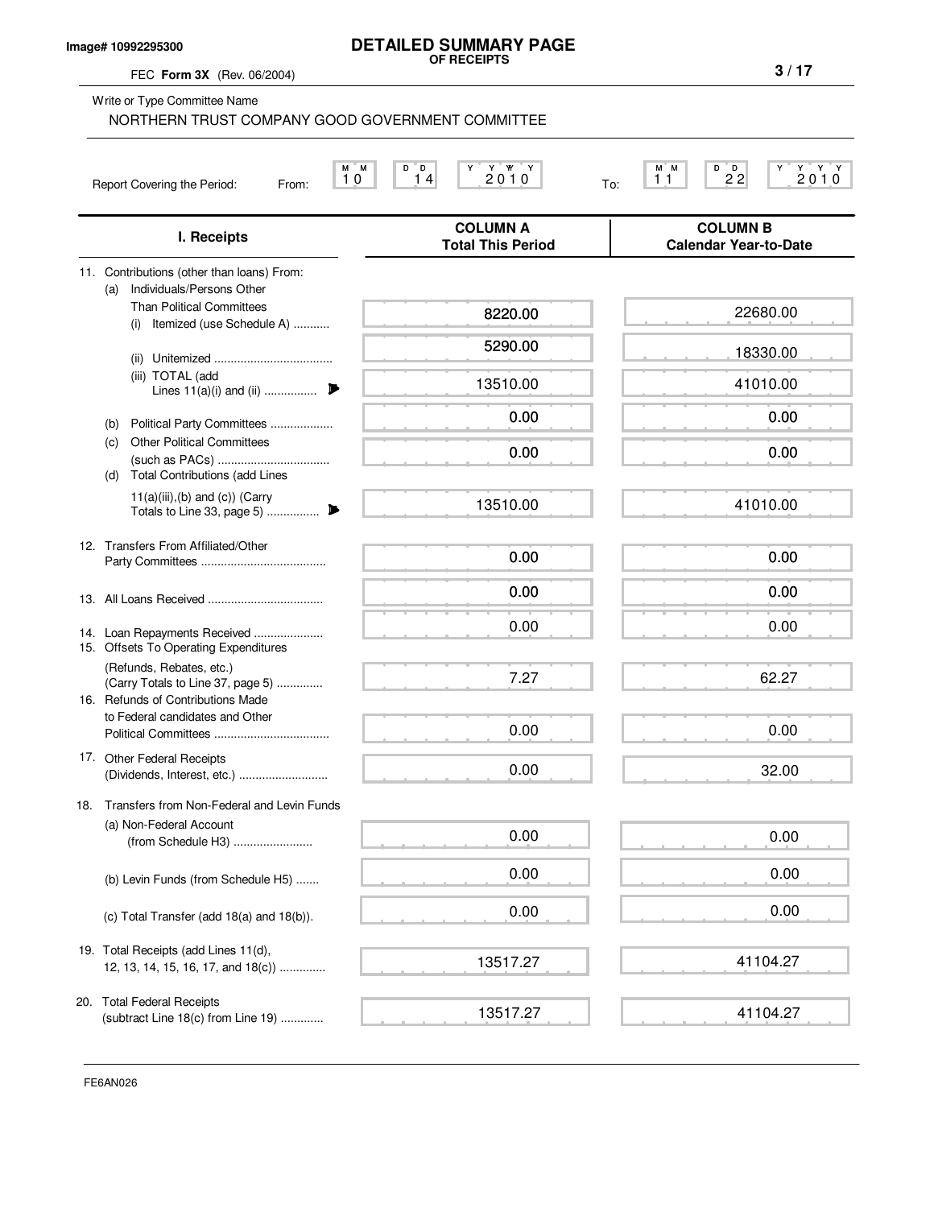Image# 10992295300

# DETAILED SUMMARY PAGE
**OF RECEIPTS**

FEC **Form 3X** (Rev. 06/2004)

Write or Type Committee Name

NORTHERN TRUST COMPANY GOOD GOVERNMENT COMMITTEE

Report Covering the Period: From: 10 14 2010 To: 11 22 2010

| I. Receipts | COLUMN A Total This Period | COLUMN B Calendar Year-to-Date |
|---|---|---|
| 11. Contributions (other than loans) From: | | |
| (a) Individuals/Persons Other Than Political Committees | | |
| (i) Itemized (use Schedule A) | 8220.00 | 22680.00 |
| (ii) Unitemized | 5290.00 | 18330.00 |
| (iii) TOTAL (add Lines 11(a)(i) and (ii) | 13510.00 | 41010.00 |
| (b) Political Party Committees | 0.00 | 0.00 |
| (c) Other Political Committees (such as PACs) | 0.00 | 0.00 |
| (d) Total Contributions (add Lines 11(a)(iii),(b) and (c)) (Carry Totals to Line 33, page 5) | 13510.00 | 41010.00 |
| 12. Transfers From Affiliated/Other Party Committees | 0.00 | 0.00 |
| 13. All Loans Received | 0.00 | 0.00 |
| 14. Loan Repayments Received | 0.00 | 0.00 |
| 15. Offsets To Operating Expenditures (Refunds, Rebates, etc.) (Carry Totals to Line 37, page 5) | 7.27 | 62.27 |
| 16. Refunds of Contributions Made to Federal candidates and Other Political Committees | 0.00 | 0.00 |
| 17. Other Federal Receipts (Dividends, Interest, etc.) | 0.00 | 32.00 |
| 18. Transfers from Non-Federal and Levin Funds | | |
| (a) Non-Federal Account (from Schedule H3) | 0.00 | 0.00 |
| (b) Levin Funds (from Schedule H5) | 0.00 | 0.00 |
| (c) Total Transfer (add 18(a) and 18(b)). | 0.00 | 0.00 |
| 19. Total Receipts (add Lines 11(d), 12, 13, 14, 15, 16, 17, and 18(c)) | 13517.27 | 41104.27 |
| 20. Total Federal Receipts (subtract Line 18(c) from Line 19) | 13517.27 | 41104.27 |

FE6AN026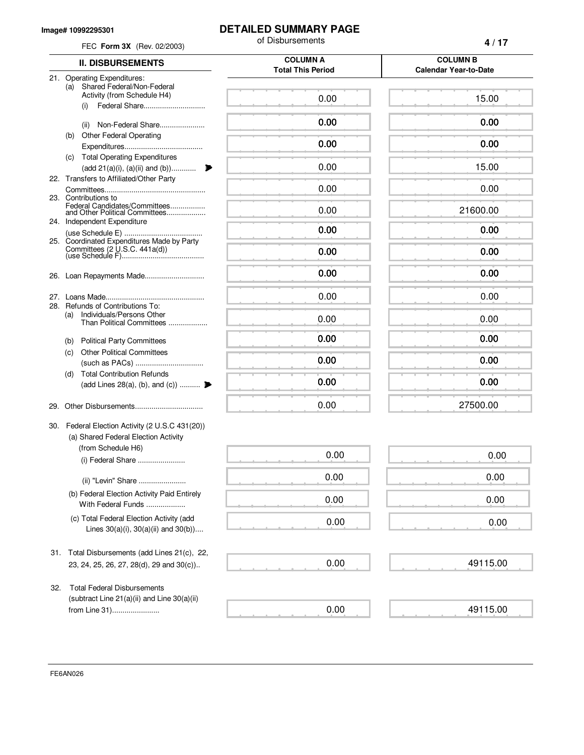Image# 10992295301

# DETAILED SUMMARY PAGE

of Disbursements

FEC **Form 3X** (Rev. 02/2003)

| II. DISBURSEMENTS | COLUMN A Total This Period | COLUMN B Calendar Year-to-Date |
|---|---|---|
| 21. Operating Expenditures: (a) Shared Federal/Non-Federal Activity (from Schedule H4) (i) Federal Share.............................. | 0.00 | 15.00 |
| (ii) Non-Federal Share...................... | 0.00 | 0.00 |
| (b) Other Federal Operating Expenditures...................................... | 0.00 | 0.00 |
| (c) Total Operating Expenditures (add 21(a)(i), (a)(ii) and (b))............ | 0.00 | 15.00 |
| 22. Transfers to Affiliated/Other Party Committees................................................ | 0.00 | 0.00 |
| 23. Contributions to Federal Candidates/Committees................. and Other Political Committees................... | 0.00 | 21600.00 |
| 24. Independent Expenditure (use Schedule E) ...................................... | 0.00 | 0.00 |
| 25. Coordinated Expenditures Made by Party Committees (2 U.S.C. 441a(d)) (use Schedule F)........................................ | 0.00 | 0.00 |
| 26. Loan Repayments Made............................ | 0.00 | 0.00 |
| 27. Loans Made................................................ | 0.00 | 0.00 |
| 28. Refunds of Contributions To: (a) Individuals/Persons Other Than Political Committees ................... | 0.00 | 0.00 |
| (b) Political Party Committees | 0.00 | 0.00 |
| (c) Other Political Committees (such as PACs) ................................ | 0.00 | 0.00 |
| (d) Total Contribution Refunds (add Lines 28(a), (b), and (c)) .......... | 0.00 | 0.00 |
| 29. Other Disbursements................................ | 0.00 | 27500.00 |
| 30. Federal Election Activity (2 U.S.C 431(20)) (a) Shared Federal Election Activity (from Schedule H6) (i) Federal Share ....................... | 0.00 | 0.00 |
| (ii) "Levin" Share ....................... | 0.00 | 0.00 |
| (b) Federal Election Activity Paid Entirely With Federal Funds ................... | 0.00 | 0.00 |
| (c) Total Federal Election Activity (add Lines 30(a)(i), 30(a)(ii) and 30(b)).... | 0.00 | 0.00 |
| 31. Total Disbursements (add Lines 21(c), 22, 23, 24, 25, 26, 27, 28(d), 29 and 30(c)).. | 0.00 | 49115.00 |
| 32. Total Federal Disbursements (subtract Line 21(a)(ii) and Line 30(a)(ii) from Line 31)....................... | 0.00 | 49115.00 |

FE6AN026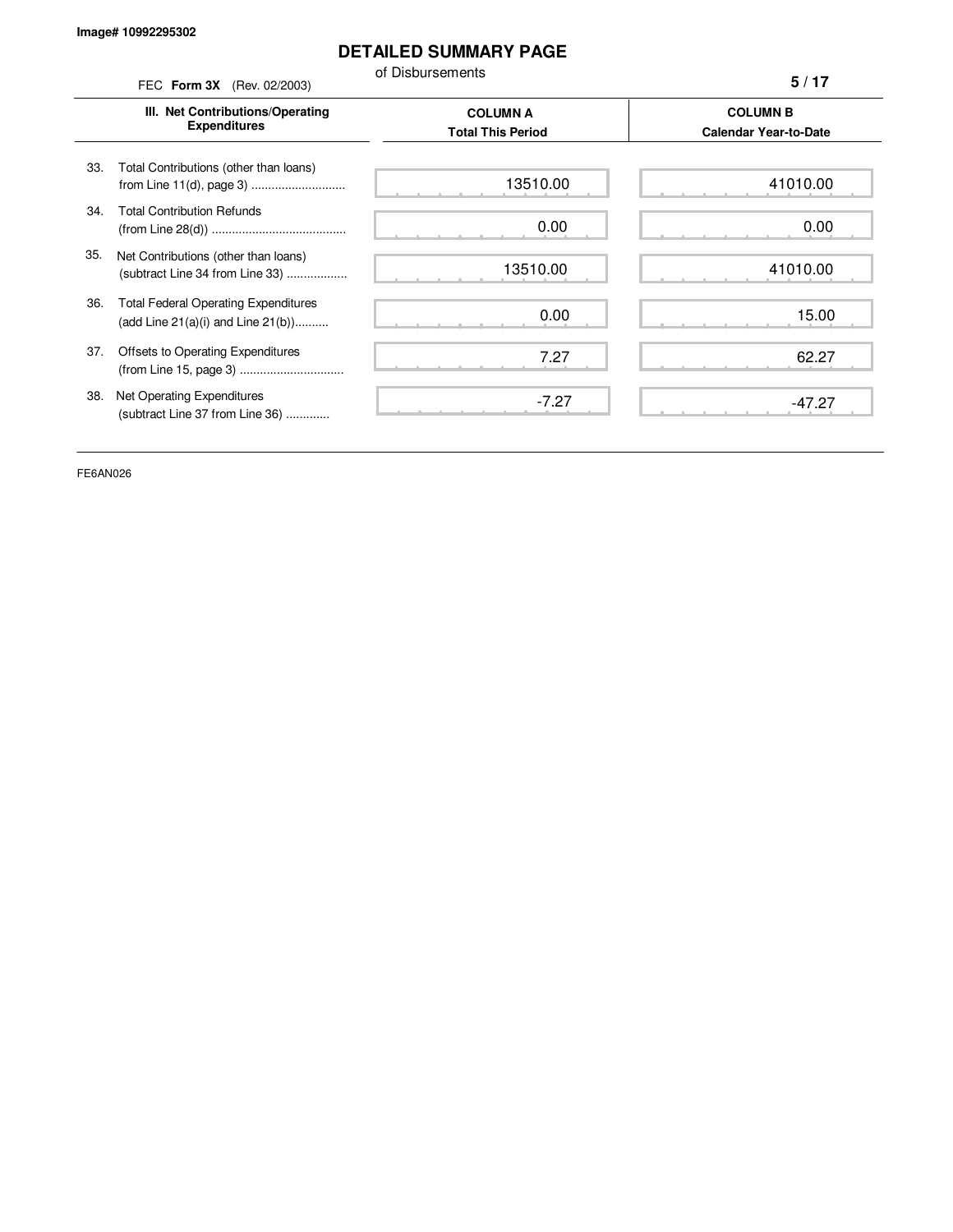Image# 10992295302

# DETAILED SUMMARY PAGE

of Disbursements

FEC **Form 3X** (Rev. 02/2003)

| III. Net Contributions/Operating Expenditures | COLUMN A Total This Period | COLUMN B Calendar Year-to-Date |
|---|---|---|
| 33. Total Contributions (other than loans) from Line 11(d), page 3 ............................ | 13510.00 | 41010.00 |
| 34. Total Contribution Refunds (from Line 28(d)) ........................................ | 0.00 | 0.00 |
| 35. Net Contributions (other than loans) (subtract Line 34 from Line 33) .................. | 13510.00 | 41010.00 |
| 36. Total Federal Operating Expenditures (add Line 21(a)(i) and Line 21(b)).......... | 0.00 | 15.00 |
| 37. Offsets to Operating Expenditures (from Line 15, page 3) ............................... | 7.27 | 62.27 |
| 38. Net Operating Expenditures (subtract Line 37 from Line 36) ............ | -7.27 | -47.27 |

FE6AN026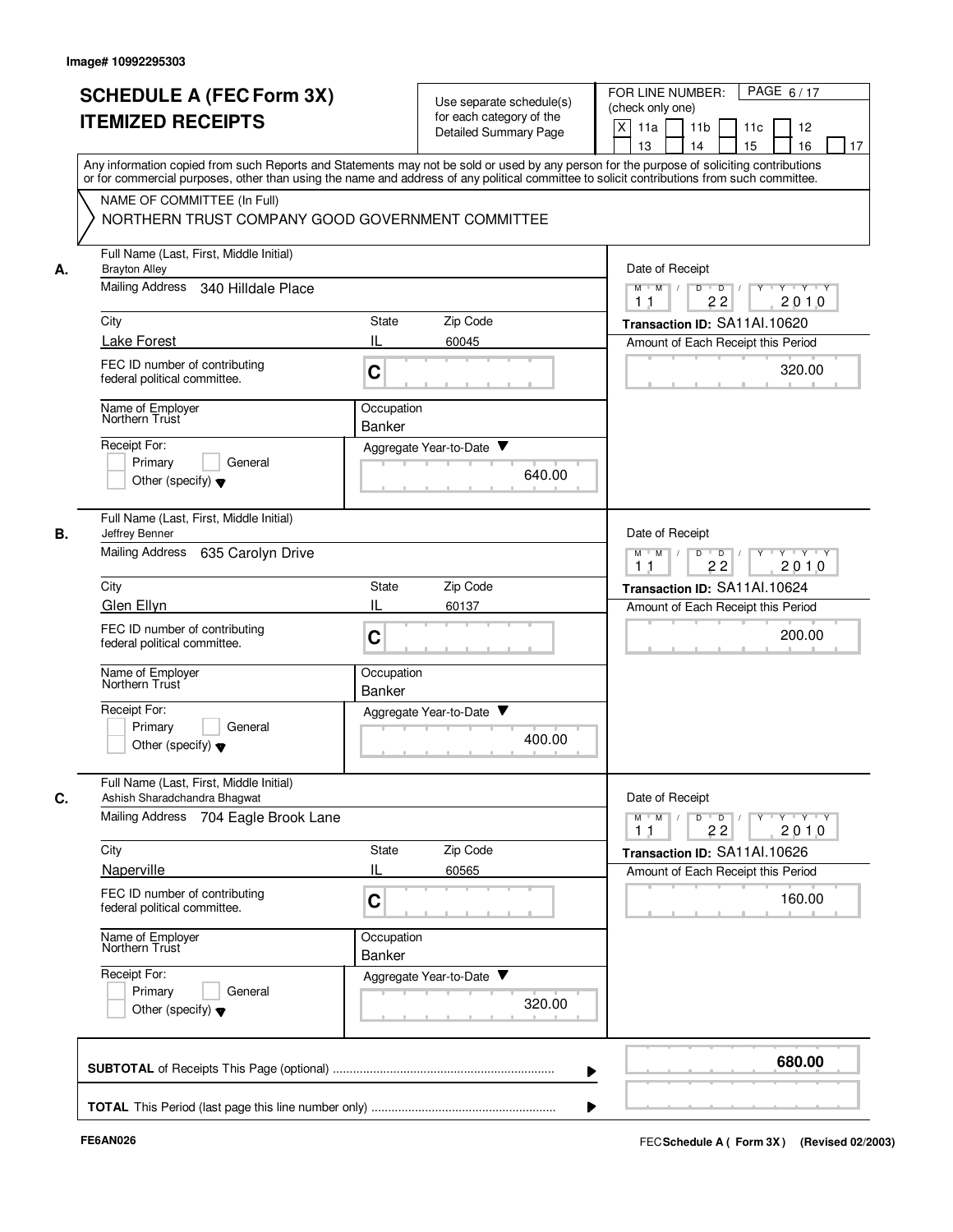Image# 10992295303

# SCHEDULE A (FEC Form 3X) ITEMIZED RECEIPTS

Use separate schedule(s) for each category of the Detailed Summary Page

FOR LINE NUMBER: (check only one)

[X] 11a [ ] 11b [ ] 11c [ ] 12 [ ] 13 [ ] 14 [ ] 15 [ ] 16 [ ] 17

PAGE 6 / 17

Any information copied from such Reports and Statements may not be sold or used by any person for the purpose of soliciting contributions or for commercial purposes, other than using the name and address of any political committee to solicit contributions from such committee.

NAME OF COMMITTEE (In Full)
NORTHERN TRUST COMPANY GOOD GOVERNMENT COMMITTEE

**A.** Full Name (Last, First, Middle Initial): Brayton Alley
Mailing Address: 340 Hilldale Place
City: Lake Forest | State: IL | Zip Code: 60045
FEC ID number of contributing federal political committee: C
Name of Employer: Northern Trust
Occupation: Banker
Receipt For: [ ] Primary [ ] General [ ] Other (specify)
Aggregate Year-to-Date: 640.00
Date of Receipt: 11 22 2010
Transaction ID: SA11AI.10620
Amount of Each Receipt this Period: 320.00

**B.** Full Name (Last, First, Middle Initial): Jeffrey Benner
Mailing Address: 635 Carolyn Drive
City: Glen Ellyn | State: IL | Zip Code: 60137
FEC ID number of contributing federal political committee: C
Name of Employer: Northern Trust
Occupation: Banker
Receipt For: [ ] Primary [ ] General [ ] Other (specify)
Aggregate Year-to-Date: 400.00
Date of Receipt: 11 22 2010
Transaction ID: SA11AI.10624
Amount of Each Receipt this Period: 200.00

**C.** Full Name (Last, First, Middle Initial): Ashish Sharadchandra Bhagwat
Mailing Address: 704 Eagle Brook Lane
City: Naperville | State: IL | Zip Code: 60565
FEC ID number of contributing federal political committee: C
Name of Employer: Northern Trust
Occupation: Banker
Receipt For: [ ] Primary [ ] General [ ] Other (specify)
Aggregate Year-to-Date: 320.00
Date of Receipt: 11 22 2010
Transaction ID: SA11AI.10626
Amount of Each Receipt this Period: 160.00

**SUBTOTAL** of Receipts This Page (optional): **680.00**

**TOTAL** This Period (last page this line number only):

FE6AN026

FEC **Schedule A ( Form 3X)** (Revised 02/2003)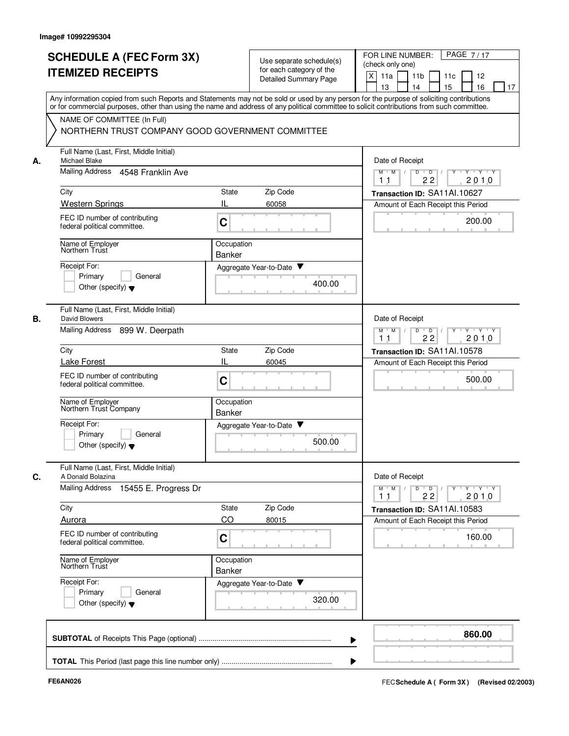Image# 10992295304

# SCHEDULE A (FEC Form 3X) ITEMIZED RECEIPTS

Use separate schedule(s) for each category of the Detailed Summary Page

FOR LINE NUMBER: (check only one)

[X] 11a [ ] 11b [ ] 11c [ ] 12 [ ] 13 [ ] 14 [ ] 15 [ ] 16 [ ] 17

PAGE 7 / 17

Any information copied from such Reports and Statements may not be sold or used by any person for the purpose of soliciting contributions or for commercial purposes, other than using the name and address of any political committee to solicit contributions from such committee.

NAME OF COMMITTEE (In Full)
NORTHERN TRUST COMPANY GOOD GOVERNMENT COMMITTEE

**A.**

Full Name (Last, First, Middle Initial): Michael Blake
Mailing Address: 4548 Franklin Ave
City: Western Springs | State: IL | Zip Code: 60058
FEC ID number of contributing federal political committee: C
Name of Employer: Northern Trust
Occupation: Banker
Receipt For: [ ] Primary [ ] General [ ] Other (specify)
Aggregate Year-to-Date: 400.00
Date of Receipt: 11 / 22 / 2010
Transaction ID: SA11AI.10627
Amount of Each Receipt this Period: 200.00

**B.**

Full Name (Last, First, Middle Initial): David Blowers
Mailing Address: 899 W. Deerpath
City: Lake Forest | State: IL | Zip Code: 60045
FEC ID number of contributing federal political committee: C
Name of Employer: Northern Trust Company
Occupation: Banker
Receipt For: [ ] Primary [ ] General [ ] Other (specify)
Aggregate Year-to-Date: 500.00
Date of Receipt: 11 / 22 / 2010
Transaction ID: SA11AI.10578
Amount of Each Receipt this Period: 500.00

**C.**

Full Name (Last, First, Middle Initial): A Donald Bolazina
Mailing Address: 15455 E. Progress Dr
City: Aurora | State: CO | Zip Code: 80015
FEC ID number of contributing federal political committee: C
Name of Employer: Northern Trust
Occupation: Banker
Receipt For: [ ] Primary [ ] General [ ] Other (specify)
Aggregate Year-to-Date: 320.00
Date of Receipt: 11 / 22 / 2010
Transaction ID: SA11AI.10583
Amount of Each Receipt this Period: 160.00

**SUBTOTAL** of Receipts This Page (optional): **860.00**

**TOTAL** This Period (last page this line number only):

FE6AN026

FEC **Schedule A ( Form 3X)** (Revised 02/2003)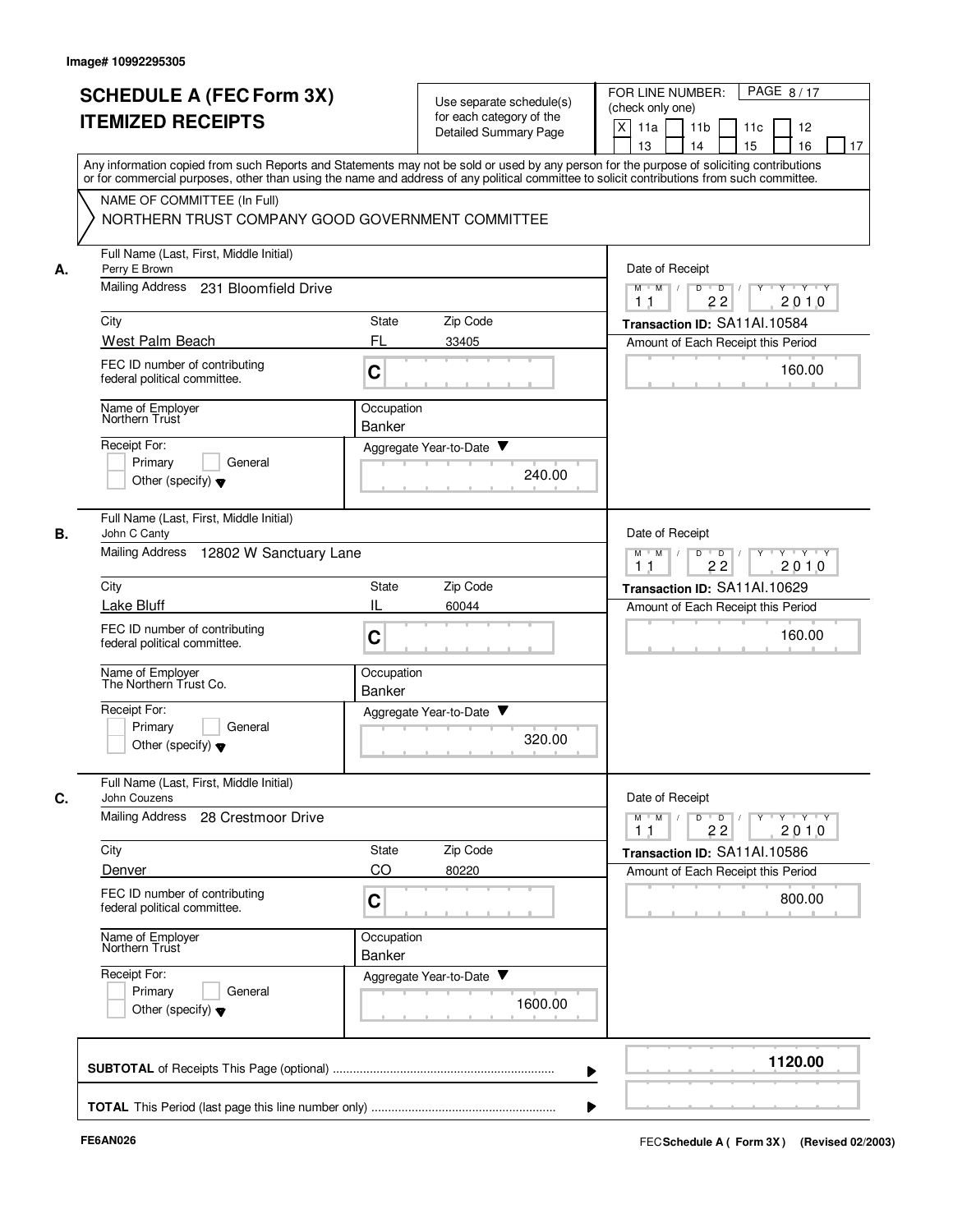Image# 10992295305

# SCHEDULE A (FEC Form 3X) ITEMIZED RECEIPTS

Use separate schedule(s) for each category of the Detailed Summary Page

FOR LINE NUMBER: (check only one)

[X] 11a [ ] 11b [ ] 11c [ ] 12 [ ] 13 [ ] 14 [ ] 15 [ ] 16 [ ] 17

Any information copied from such Reports and Statements may not be sold or used by any person for the purpose of soliciting contributions or for commercial purposes, other than using the name and address of any political committee to solicit contributions from such committee.

NAME OF COMMITTEE (In Full)
NORTHERN TRUST COMPANY GOOD GOVERNMENT COMMITTEE

**A.** Full Name (Last, First, Middle Initial): Perry E Brown
Mailing Address: 231 Bloomfield Drive
City: West Palm Beach | State: FL | Zip Code: 33405
FEC ID number of contributing federal political committee: C
Name of Employer: Northern Trust
Occupation: Banker
Receipt For: [ ] Primary [ ] General [ ] Other (specify)
Aggregate Year-to-Date: 240.00
Date of Receipt: 11 22 2010
Transaction ID: SA11AI.10584
Amount of Each Receipt this Period: 160.00

**B.** Full Name (Last, First, Middle Initial): John C Canty
Mailing Address: 12802 W Sanctuary Lane
City: Lake Bluff | State: IL | Zip Code: 60044
FEC ID number of contributing federal political committee: C
Name of Employer: The Northern Trust Co.
Occupation: Banker
Receipt For: [ ] Primary [ ] General [ ] Other (specify)
Aggregate Year-to-Date: 320.00
Date of Receipt: 11 22 2010
Transaction ID: SA11AI.10629
Amount of Each Receipt this Period: 160.00

**C.** Full Name (Last, First, Middle Initial): John Couzens
Mailing Address: 28 Crestmoor Drive
City: Denver | State: CO | Zip Code: 80220
FEC ID number of contributing federal political committee: C
Name of Employer: Northern Trust
Occupation: Banker
Receipt For: [ ] Primary [ ] General [ ] Other (specify)
Aggregate Year-to-Date: 1600.00
Date of Receipt: 11 22 2010
Transaction ID: SA11AI.10586
Amount of Each Receipt this Period: 800.00

**SUBTOTAL** of Receipts This Page (optional): **1120.00**

**TOTAL** This Period (last page this line number only):

FE6AN026

FEC Schedule A ( Form 3X ) (Revised 02/2003)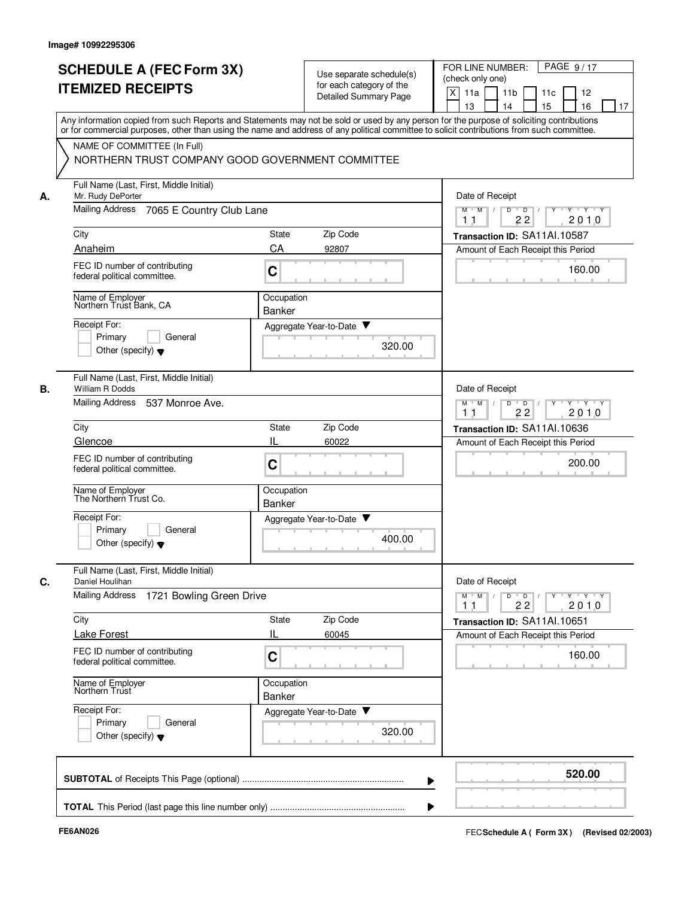Image# 10992295306

# SCHEDULE A (FEC Form 3X)
# ITEMIZED RECEIPTS

Use separate schedule(s) for each category of the Detailed Summary Page

FOR LINE NUMBER: (check only one)

[X] 11a [ ] 11b [ ] 11c [ ] 12 [ ] 13 [ ] 14 [ ] 15 [ ] 16 [ ] 17

PAGE 9 / 17

Any information copied from such Reports and Statements may not be sold or used by any person for the purpose of soliciting contributions or for commercial purposes, other than using the name and address of any political committee to solicit contributions from such committee.

NAME OF COMMITTEE (In Full)
NORTHERN TRUST COMPANY GOOD GOVERNMENT COMMITTEE

## A.

Full Name (Last, First, Middle Initial): Mr. Rudy DePorter

Mailing Address: 7065 E Country Club Lane

City: Anaheim | State: CA | Zip Code: 92807

FEC ID number of contributing federal political committee: C

Name of Employer: Northern Trust Bank, CA

Occupation: Banker

Receipt For: [ ] Primary [ ] General [ ] Other (specify)

Aggregate Year-to-Date: 320.00

Date of Receipt: 11 / 22 / 2010

Transaction ID: SA11AI.10587

Amount of Each Receipt this Period: 160.00

## B.

Full Name (Last, First, Middle Initial): William R Dodds

Mailing Address: 537 Monroe Ave.

City: Glencoe | State: IL | Zip Code: 60022

FEC ID number of contributing federal political committee: C

Name of Employer: The Northern Trust Co.

Occupation: Banker

Receipt For: [ ] Primary [ ] General [ ] Other (specify)

Aggregate Year-to-Date: 400.00

Date of Receipt: 11 / 22 / 2010

Transaction ID: SA11AI.10636

Amount of Each Receipt this Period: 200.00

## C.

Full Name (Last, First, Middle Initial): Daniel Houlihan

Mailing Address: 1721 Bowling Green Drive

City: Lake Forest | State: IL | Zip Code: 60045

FEC ID number of contributing federal political committee: C

Name of Employer: Northern Trust

Occupation: Banker

Receipt For: [ ] Primary [ ] General [ ] Other (specify)

Aggregate Year-to-Date: 320.00

Date of Receipt: 11 / 22 / 2010

Transaction ID: SA11AI.10651

Amount of Each Receipt this Period: 160.00

**SUBTOTAL** of Receipts This Page (optional) ........ **520.00**

**TOTAL** This Period (last page this line number only) ........

FE6AN026

FEC **Schedule A ( Form 3X )** (Revised 02/2003)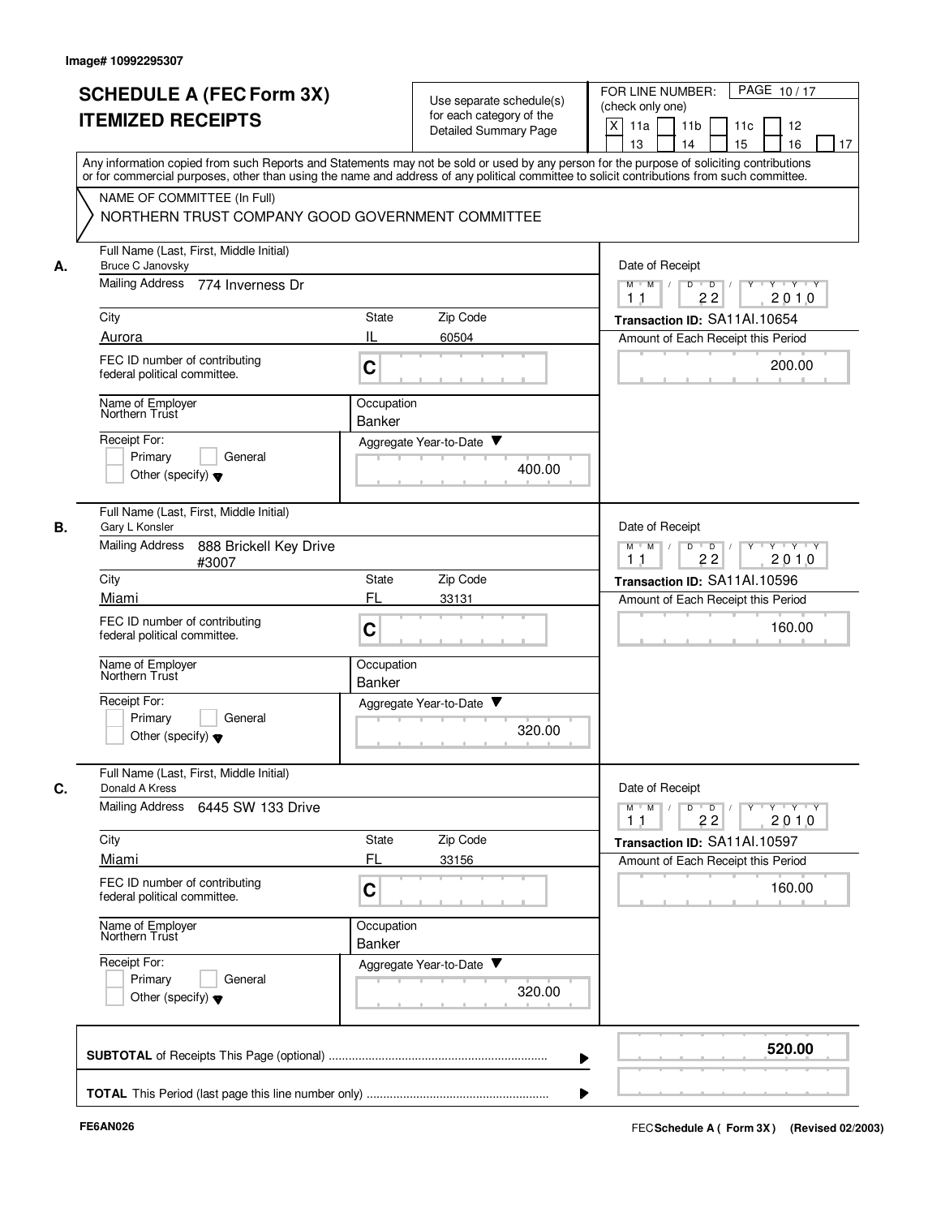Image# 10992295307

# SCHEDULE A (FEC Form 3X) ITEMIZED RECEIPTS

Use separate schedule(s) for each category of the Detailed Summary Page

FOR LINE NUMBER: (check only one)

[X] 11a [ ] 11b [ ] 11c [ ] 12 [ ] 13 [ ] 14 [ ] 15 [ ] 16 [ ] 17

PAGE 10 / 17

Any information copied from such Reports and Statements may not be sold or used by any person for the purpose of soliciting contributions or for commercial purposes, other than using the name and address of any political committee to solicit contributions from such committee.

NAME OF COMMITTEE (In Full)
NORTHERN TRUST COMPANY GOOD GOVERNMENT COMMITTEE

**A.**
Full Name (Last, First, Middle Initial): Bruce C Janovsky
Mailing Address: 774 Inverness Dr
City: Aurora | State: IL | Zip Code: 60504
FEC ID number of contributing federal political committee: C
Name of Employer: Northern Trust
Occupation: Banker
Receipt For: [ ] Primary [ ] General [ ] Other (specify)
Aggregate Year-to-Date: 400.00
Date of Receipt: 11 22 2010
Transaction ID: SA11AI.10654
Amount of Each Receipt this Period: 200.00

**B.**
Full Name (Last, First, Middle Initial): Gary L Konsler
Mailing Address: 888 Brickell Key Drive #3007
City: Miami | State: FL | Zip Code: 33131
FEC ID number of contributing federal political committee: C
Name of Employer: Northern Trust
Occupation: Banker
Receipt For: [ ] Primary [ ] General [ ] Other (specify)
Aggregate Year-to-Date: 320.00
Date of Receipt: 11 22 2010
Transaction ID: SA11AI.10596
Amount of Each Receipt this Period: 160.00

**C.**
Full Name (Last, First, Middle Initial): Donald A Kress
Mailing Address: 6445 SW 133 Drive
City: Miami | State: FL | Zip Code: 33156
FEC ID number of contributing federal political committee: C
Name of Employer: Northern Trust
Occupation: Banker
Receipt For: [ ] Primary [ ] General [ ] Other (specify)
Aggregate Year-to-Date: 320.00
Date of Receipt: 11 22 2010
Transaction ID: SA11AI.10597
Amount of Each Receipt this Period: 160.00

**SUBTOTAL** of Receipts This Page (optional) ........ **520.00**

**TOTAL** This Period (last page this line number only) ........

FE6AN026

FEC **Schedule A ( Form 3X )** (Revised 02/2003)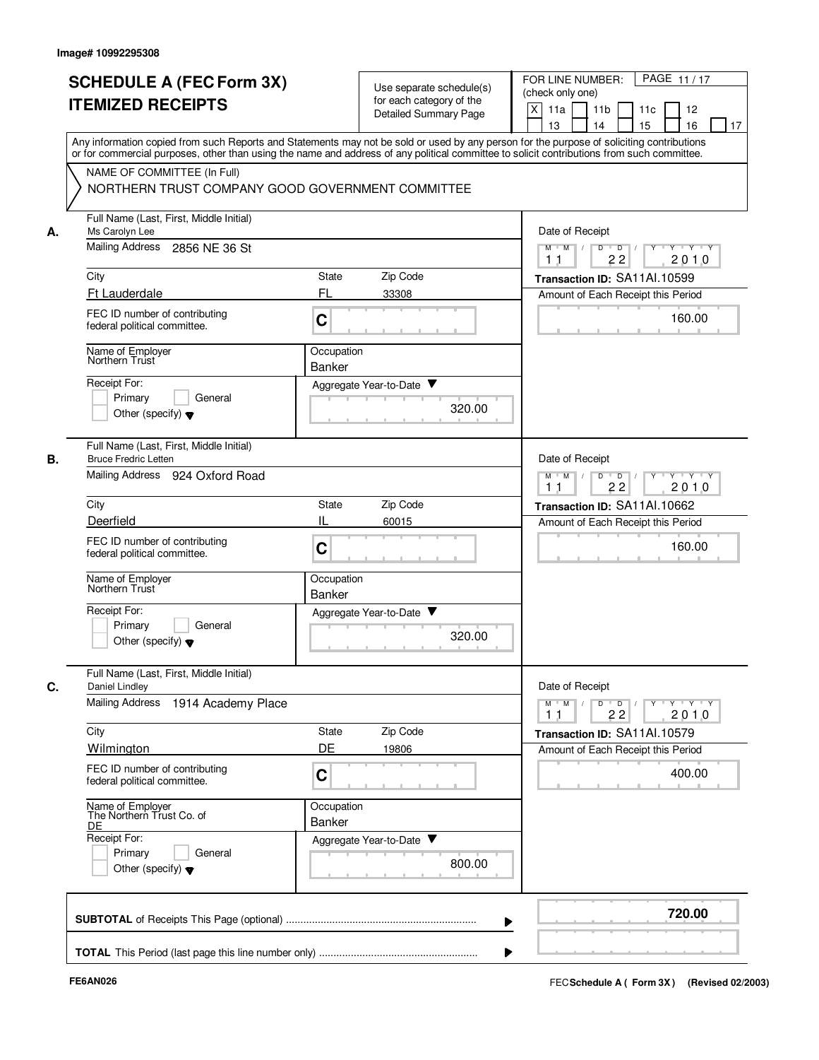Image# 10992295308

# SCHEDULE A (FEC Form 3X) ITEMIZED RECEIPTS

Use separate schedule(s) for each category of the Detailed Summary Page

FOR LINE NUMBER: (check only one)

[X] 11a [ ] 11b [ ] 11c [ ] 12 [ ] 13 [ ] 14 [ ] 15 [ ] 16 [ ] 17

PAGE 11 / 17

Any information copied from such Reports and Statements may not be sold or used by any person for the purpose of soliciting contributions or for commercial purposes, other than using the name and address of any political committee to solicit contributions from such committee.

NAME OF COMMITTEE (In Full)
NORTHERN TRUST COMPANY GOOD GOVERNMENT COMMITTEE

---

**A.** Full Name (Last, First, Middle Initial): Ms Carolyn Lee

Mailing Address: 2856 NE 36 St

City: Ft Lauderdale | State: FL | Zip Code: 33308

FEC ID number of contributing federal political committee: C

Name of Employer: Northern Trust

Occupation: Banker

Receipt For: [ ] Primary [ ] General [ ] Other (specify)

Aggregate Year-to-Date: 320.00

Date of Receipt: 11 22 2010

Transaction ID: SA11AI.10599

Amount of Each Receipt this Period: 160.00

---

**B.** Full Name (Last, First, Middle Initial): Bruce Fredric Letten

Mailing Address: 924 Oxford Road

City: Deerfield | State: IL | Zip Code: 60015

FEC ID number of contributing federal political committee: C

Name of Employer: Northern Trust

Occupation: Banker

Receipt For: [ ] Primary [ ] General [ ] Other (specify)

Aggregate Year-to-Date: 320.00

Date of Receipt: 11 22 2010

Transaction ID: SA11AI.10662

Amount of Each Receipt this Period: 160.00

---

**C.** Full Name (Last, First, Middle Initial): Daniel Lindley

Mailing Address: 1914 Academy Place

City: Wilmington | State: DE | Zip Code: 19806

FEC ID number of contributing federal political committee: C

Name of Employer: The Northern Trust Co. of DE

Occupation: Banker

Receipt For: [ ] Primary [ ] General [ ] Other (specify)

Aggregate Year-to-Date: 800.00

Date of Receipt: 11 22 2010

Transaction ID: SA11AI.10579

Amount of Each Receipt this Period: 400.00

---

**SUBTOTAL** of Receipts This Page (optional): **720.00**

**TOTAL** This Period (last page this line number only):

FE6AN026 FEC **Schedule A ( Form 3X )** (Revised 02/2003)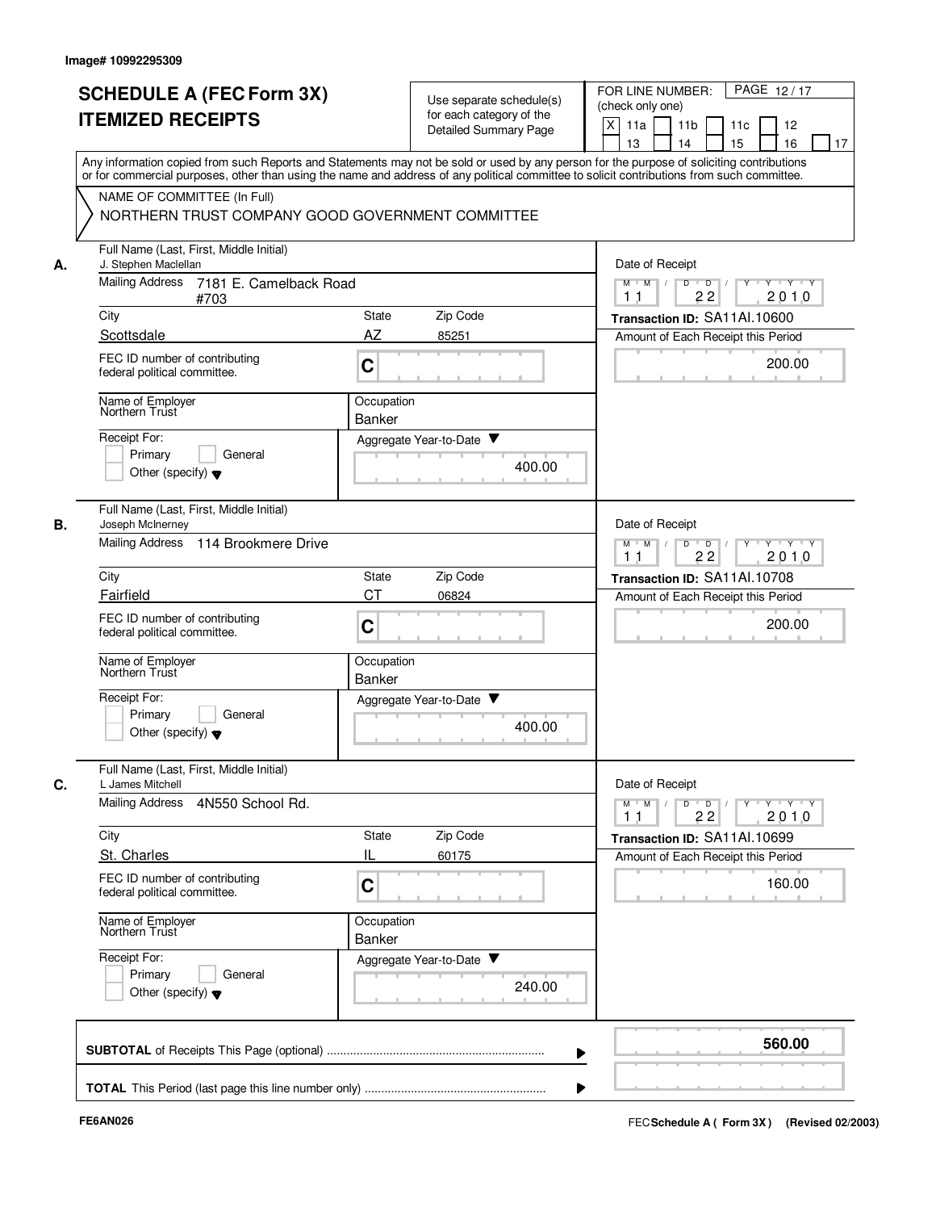Image# 10992295309

# SCHEDULE A (FEC Form 3X)
# ITEMIZED RECEIPTS

Use separate schedule(s) for each category of the Detailed Summary Page

FOR LINE NUMBER: (check only one)
[X] 11a [ ] 11b [ ] 11c [ ] 12 [ ] 13 [ ] 14 [ ] 15 [ ] 16 [ ] 17

PAGE 12 / 17

Any information copied from such Reports and Statements may not be sold or used by any person for the purpose of soliciting contributions or for commercial purposes, other than using the name and address of any political committee to solicit contributions from such committee.

NAME OF COMMITTEE (In Full)
NORTHERN TRUST COMPANY GOOD GOVERNMENT COMMITTEE

**A.**

Full Name (Last, First, Middle Initial): J. Stephen Maclellan
Mailing Address: 7181 E. Camelback Road #703
City: Scottsdale | State: AZ | Zip Code: 85251
FEC ID number of contributing federal political committee: C
Name of Employer: Northern Trust
Occupation: Banker
Receipt For: [ ] Primary [ ] General [ ] Other (specify)
Aggregate Year-to-Date: 400.00
Date of Receipt: 11 / 22 / 2010
Transaction ID: SA11AI.10600
Amount of Each Receipt this Period: 200.00

**B.**

Full Name (Last, First, Middle Initial): Joseph McInerney
Mailing Address: 114 Brookmere Drive
City: Fairfield | State: CT | Zip Code: 06824
FEC ID number of contributing federal political committee: C
Name of Employer: Northern Trust
Occupation: Banker
Receipt For: [ ] Primary [ ] General [ ] Other (specify)
Aggregate Year-to-Date: 400.00
Date of Receipt: 11 / 22 / 2010
Transaction ID: SA11AI.10708
Amount of Each Receipt this Period: 200.00

**C.**

Full Name (Last, First, Middle Initial): L James Mitchell
Mailing Address: 4N550 School Rd.
City: St. Charles | State: IL | Zip Code: 60175
FEC ID number of contributing federal political committee: C
Name of Employer: Northern Trust
Occupation: Banker
Receipt For: [ ] Primary [ ] General [ ] Other (specify)
Aggregate Year-to-Date: 240.00
Date of Receipt: 11 / 22 / 2010
Transaction ID: SA11AI.10699
Amount of Each Receipt this Period: 160.00

**SUBTOTAL** of Receipts This Page (optional): **560.00**

**TOTAL** This Period (last page this line number only):

FE6AN026

FEC **Schedule A ( Form 3X)** (Revised 02/2003)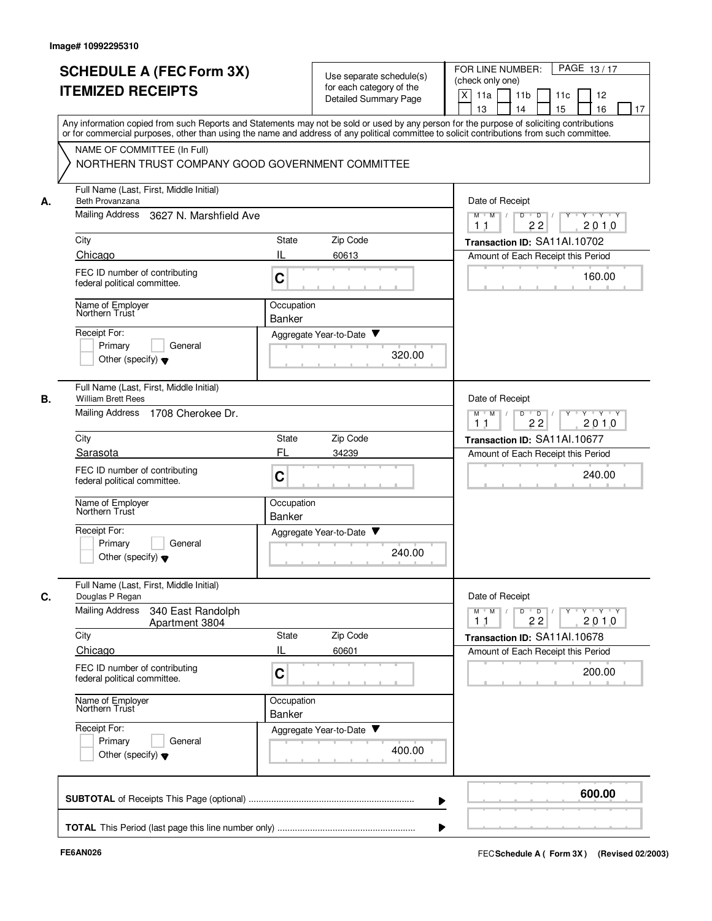Image# 10992295310

# SCHEDULE A (FEC Form 3X) ITEMIZED RECEIPTS

Use separate schedule(s) for each category of the Detailed Summary Page

FOR LINE NUMBER: (check only one)

- [X] 11a
- [ ] 11b
- [ ] 11c
- [ ] 12
- [ ] 13
- [ ] 14
- [ ] 15
- [ ] 16
- [ ] 17

PAGE 13 / 17

Any information copied from such Reports and Statements may not be sold or used by any person for the purpose of soliciting contributions or for commercial purposes, other than using the name and address of any political committee to solicit contributions from such committee.

NAME OF COMMITTEE (In Full)
NORTHERN TRUST COMPANY GOOD GOVERNMENT COMMITTEE

---

**A.** Full Name (Last, First, Middle Initial): Beth Provanzana

Mailing Address: 3627 N. Marshfield Ave

City: Chicago | State: IL | Zip Code: 60613

FEC ID number of contributing federal political committee: C

Name of Employer: Northern Trust | Occupation: Banker

Receipt For: Primary / General / Other (specify)

Aggregate Year-to-Date: 320.00

Date of Receipt: 11 / 22 / 2010

Transaction ID: SA11AI.10702

Amount of Each Receipt this Period: 160.00

---

**B.** Full Name (Last, First, Middle Initial): William Brett Rees

Mailing Address: 1708 Cherokee Dr.

City: Sarasota | State: FL | Zip Code: 34239

FEC ID number of contributing federal political committee: C

Name of Employer: Northern Trust | Occupation: Banker

Receipt For: Primary / General / Other (specify)

Aggregate Year-to-Date: 240.00

Date of Receipt: 11 / 22 / 2010

Transaction ID: SA11AI.10677

Amount of Each Receipt this Period: 240.00

---

**C.** Full Name (Last, First, Middle Initial): Douglas P Regan

Mailing Address: 340 East Randolph Apartment 3804

City: Chicago | State: IL | Zip Code: 60601

FEC ID number of contributing federal political committee: C

Name of Employer: Northern Trust | Occupation: Banker

Receipt For: Primary / General / Other (specify)

Aggregate Year-to-Date: 400.00

Date of Receipt: 11 / 22 / 2010

Transaction ID: SA11AI.10678

Amount of Each Receipt this Period: 200.00

---

**SUBTOTAL** of Receipts This Page (optional) ........ **600.00**

**TOTAL** This Period (last page this line number only) ........

FE6AN026

FEC Schedule A ( Form 3X ) (Revised 02/2003)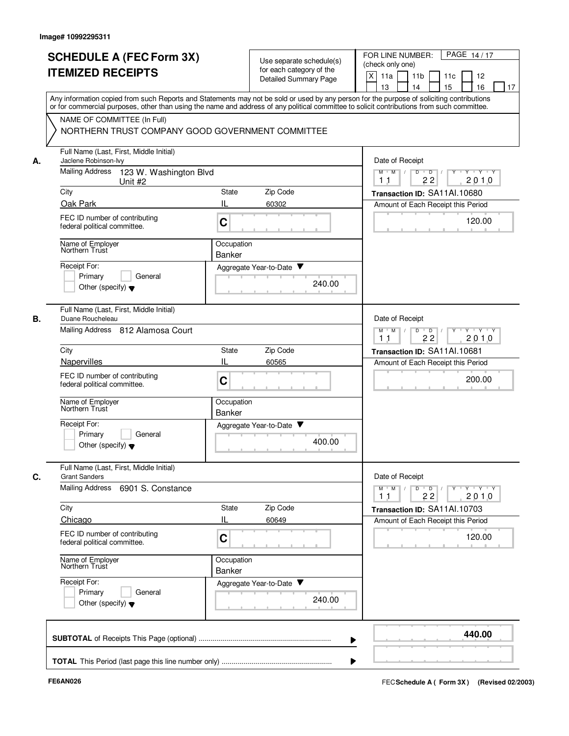Image# 10992295311

# SCHEDULE A (FEC Form 3X) ITEMIZED RECEIPTS

Use separate schedule(s) for each category of the Detailed Summary Page

FOR LINE NUMBER: (check only one)

[X] 11a [ ] 11b [ ] 11c [ ] 12 [ ] 13 [ ] 14 [ ] 15 [ ] 16 [ ] 17

PAGE 14 / 17

Any information copied from such Reports and Statements may not be sold or used by any person for the purpose of soliciting contributions or for commercial purposes, other than using the name and address of any political committee to solicit contributions from such committee.

NAME OF COMMITTEE (In Full)

NORTHERN TRUST COMPANY GOOD GOVERNMENT COMMITTEE

**A.** Full Name (Last, First, Middle Initial): Jaclene Robinson-Ivy

Mailing Address: 123 W. Washington Blvd Unit #2

City: Oak Park | State: IL | Zip Code: 60302

FEC ID number of contributing federal political committee: C

Name of Employer: Northern Trust

Occupation: Banker

Receipt For: [ ] Primary [ ] General [ ] Other (specify)

Aggregate Year-to-Date: 240.00

Date of Receipt: 11 / 22 / 2010

Transaction ID: SA11AI.10680

Amount of Each Receipt this Period: 120.00

**B.** Full Name (Last, First, Middle Initial): Duane Roucheleau

Mailing Address: 812 Alamosa Court

City: Napervilles | State: IL | Zip Code: 60565

FEC ID number of contributing federal political committee: C

Name of Employer: Northern Trust

Occupation: Banker

Receipt For: [ ] Primary [ ] General [ ] Other (specify)

Aggregate Year-to-Date: 400.00

Date of Receipt: 11 / 22 / 2010

Transaction ID: SA11AI.10681

Amount of Each Receipt this Period: 200.00

**C.** Full Name (Last, First, Middle Initial): Grant Sanders

Mailing Address: 6901 S. Constance

City: Chicago | State: IL | Zip Code: 60649

FEC ID number of contributing federal political committee: C

Name of Employer: Northern Trust

Occupation: Banker

Receipt For: [ ] Primary [ ] General [ ] Other (specify)

Aggregate Year-to-Date: 240.00

Date of Receipt: 11 / 22 / 2010

Transaction ID: SA11AI.10703

Amount of Each Receipt this Period: 120.00

**SUBTOTAL** of Receipts This Page (optional): **440.00**

**TOTAL** This Period (last page this line number only):

FE6AN026

FEC **Schedule A ( Form 3X )** (Revised 02/2003)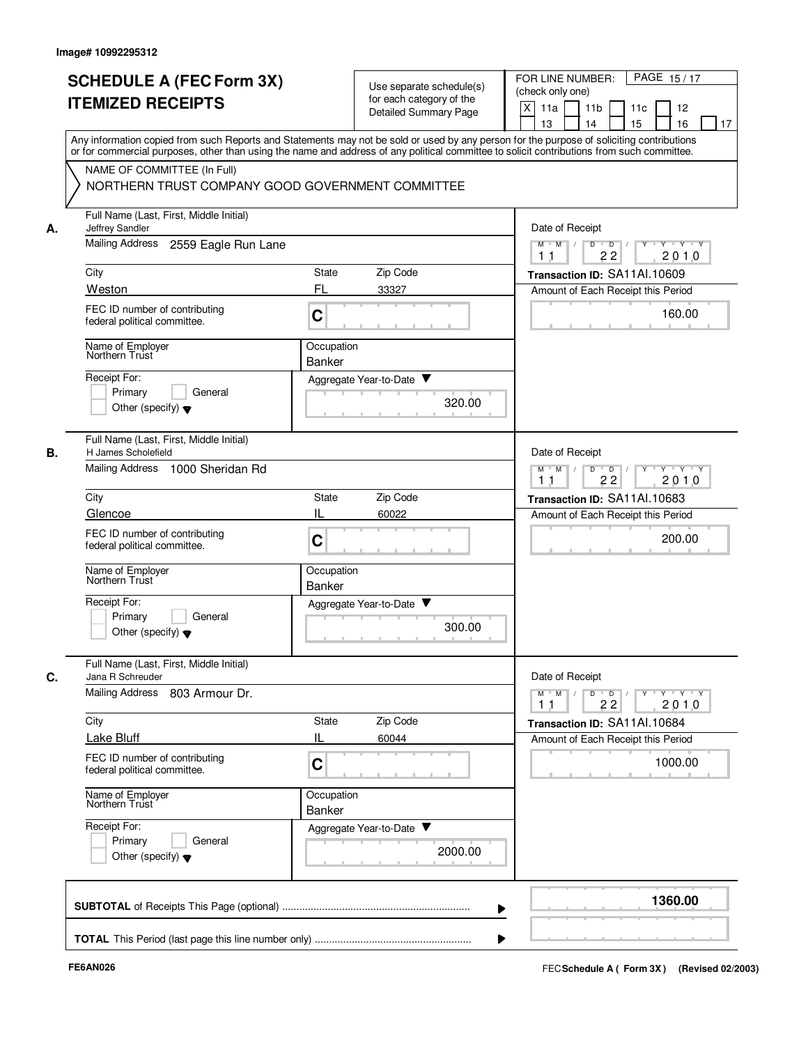Image# 10992295312

# SCHEDULE A (FEC Form 3X) ITEMIZED RECEIPTS

Use separate schedule(s) for each category of the Detailed Summary Page

FOR LINE NUMBER: (check only one)
[X] 11a [ ] 11b [ ] 11c [ ] 12 [ ] 13 [ ] 14 [ ] 15 [ ] 16 [ ] 17

Any information copied from such Reports and Statements may not be sold or used by any person for the purpose of soliciting contributions or for commercial purposes, other than using the name and address of any political committee to solicit contributions from such committee.

NAME OF COMMITTEE (In Full)
NORTHERN TRUST COMPANY GOOD GOVERNMENT COMMITTEE

**A.** Full Name (Last, First, Middle Initial): Jeffrey Sandler
Mailing Address: 2559 Eagle Run Lane
City: Weston | State: FL | Zip Code: 33327
FEC ID number of contributing federal political committee: C
Name of Employer: Northern Trust
Occupation: Banker
Receipt For: [ ] Primary [ ] General [ ] Other (specify)
Aggregate Year-to-Date: 320.00
Date of Receipt: 11 22 2010
Transaction ID: SA11AI.10609
Amount of Each Receipt this Period: 160.00

**B.** Full Name (Last, First, Middle Initial): H James Scholefield
Mailing Address: 1000 Sheridan Rd
City: Glencoe | State: IL | Zip Code: 60022
FEC ID number of contributing federal political committee: C
Name of Employer: Northern Trust
Occupation: Banker
Receipt For: [ ] Primary [ ] General [ ] Other (specify)
Aggregate Year-to-Date: 300.00
Date of Receipt: 11 22 2010
Transaction ID: SA11AI.10683
Amount of Each Receipt this Period: 200.00

**C.** Full Name (Last, First, Middle Initial): Jana R Schreuder
Mailing Address: 803 Armour Dr.
City: Lake Bluff | State: IL | Zip Code: 60044
FEC ID number of contributing federal political committee: C
Name of Employer: Northern Trust
Occupation: Banker
Receipt For: [ ] Primary [ ] General [ ] Other (specify)
Aggregate Year-to-Date: 2000.00
Date of Receipt: 11 22 2010
Transaction ID: SA11AI.10684
Amount of Each Receipt this Period: 1000.00

**SUBTOTAL** of Receipts This Page (optional): **1360.00**

**TOTAL** This Period (last page this line number only):

FE6AN026 | FEC **Schedule A ( Form 3X)** (Revised 02/2003)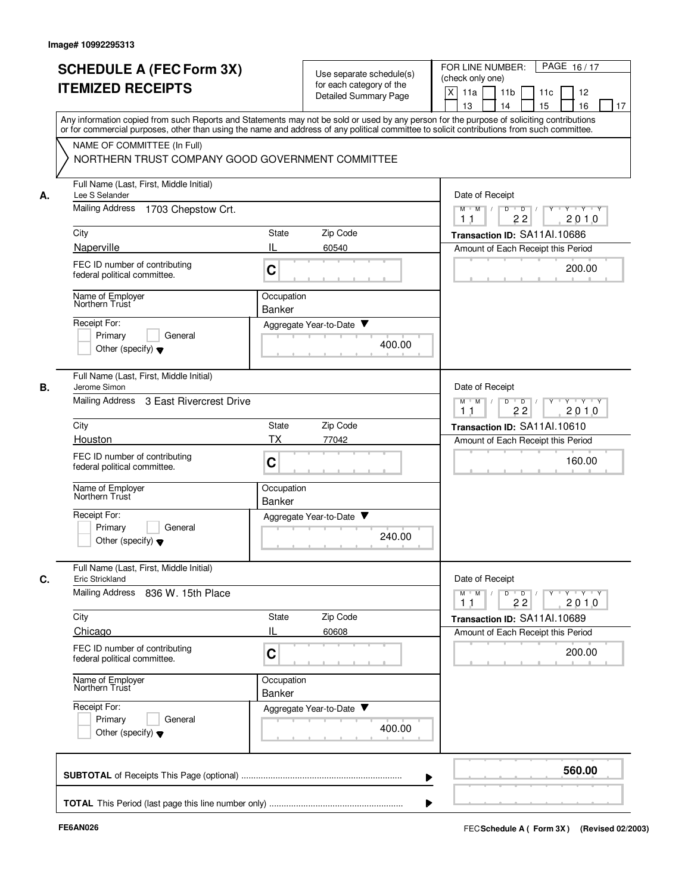Image# 10992295313

# SCHEDULE A (FEC Form 3X) ITEMIZED RECEIPTS

Use separate schedule(s) for each category of the Detailed Summary Page

FOR LINE NUMBER: (check only one)

PAGE 16 / 17

[X] 11a [ ] 11b [ ] 11c [ ] 12 [ ] 13 [ ] 14 [ ] 15 [ ] 16 [ ] 17

Any information copied from such Reports and Statements may not be sold or used by any person for the purpose of soliciting contributions or for commercial purposes, other than using the name and address of any political committee to solicit contributions from such committee.

NAME OF COMMITTEE (In Full)
NORTHERN TRUST COMPANY GOOD GOVERNMENT COMMITTEE

**A.**

| Field | Value |
|---|---|
| Full Name (Last, First, Middle Initial) | Lee S Selander |
| Mailing Address | 1703 Chepstow Crt. |
| City | Naperville |
| State | IL |
| Zip Code | 60540 |
| FEC ID number of contributing federal political committee. | C |
| Name of Employer | Northern Trust |
| Occupation | Banker |
| Receipt For: | Primary / General / Other (specify) |
| Aggregate Year-to-Date | 400.00 |
| Date of Receipt | 11 22 2010 |
| Transaction ID | SA11AI.10686 |
| Amount of Each Receipt this Period | 200.00 |

**B.**

| Field | Value |
|---|---|
| Full Name (Last, First, Middle Initial) | Jerome Simon |
| Mailing Address | 3 East Rivercrest Drive |
| City | Houston |
| State | TX |
| Zip Code | 77042 |
| FEC ID number of contributing federal political committee. | C |
| Name of Employer | Northern Trust |
| Occupation | Banker |
| Receipt For: | Primary / General / Other (specify) |
| Aggregate Year-to-Date | 240.00 |
| Date of Receipt | 11 22 2010 |
| Transaction ID | SA11AI.10610 |
| Amount of Each Receipt this Period | 160.00 |

**C.**

| Field | Value |
|---|---|
| Full Name (Last, First, Middle Initial) | Eric Strickland |
| Mailing Address | 836 W. 15th Place |
| City | Chicago |
| State | IL |
| Zip Code | 60608 |
| FEC ID number of contributing federal political committee. | C |
| Name of Employer | Northern Trust |
| Occupation | Banker |
| Receipt For: | Primary / General / Other (specify) |
| Aggregate Year-to-Date | 400.00 |
| Date of Receipt | 11 22 2010 |
| Transaction ID | SA11AI.10689 |
| Amount of Each Receipt this Period | 200.00 |

**SUBTOTAL** of Receipts This Page (optional) ........ **560.00**

**TOTAL** This Period (last page this line number only) ........

FE6AN026

FEC **Schedule A ( Form 3X )** (Revised 02/2003)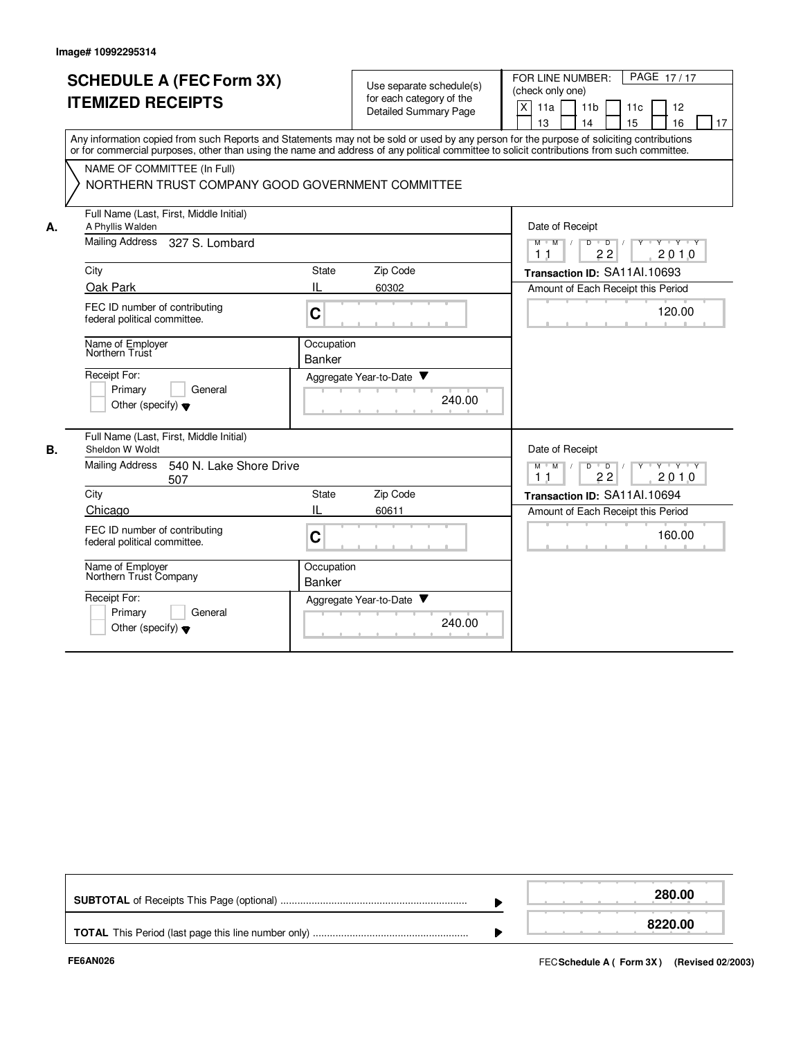Image# 10992295314

# SCHEDULE A (FEC Form 3X)
# ITEMIZED RECEIPTS

Use separate schedule(s) for each category of the Detailed Summary Page

FOR LINE NUMBER: (check only one)
[X] 11a [ ] 11b [ ] 11c [ ] 12 [ ] 13 [ ] 14 [ ] 15 [ ] 16 [ ] 17

PAGE 17 / 17

Any information copied from such Reports and Statements may not be sold or used by any person for the purpose of soliciting contributions or for commercial purposes, other than using the name and address of any political committee to solicit contributions from such committee.

NAME OF COMMITTEE (In Full)
NORTHERN TRUST COMPANY GOOD GOVERNMENT COMMITTEE

**A.**

Full Name (Last, First, Middle Initial): A Phyllis Walden
Mailing Address: 327 S. Lombard
City: Oak Park | State: IL | Zip Code: 60302
FEC ID number of contributing federal political committee: C
Name of Employer: Northern Trust
Occupation: Banker
Receipt For: [ ] Primary [ ] General [ ] Other (specify)
Aggregate Year-to-Date: 240.00
Date of Receipt: 11 22 2010
Transaction ID: SA11AI.10693
Amount of Each Receipt this Period: 120.00

**B.**

Full Name (Last, First, Middle Initial): Sheldon W Woldt
Mailing Address: 540 N. Lake Shore Drive 507
City: Chicago | State: IL | Zip Code: 60611
FEC ID number of contributing federal political committee: C
Name of Employer: Northern Trust Company
Occupation: Banker
Receipt For: [ ] Primary [ ] General [ ] Other (specify)
Aggregate Year-to-Date: 240.00
Date of Receipt: 11 22 2010
Transaction ID: SA11AI.10694
Amount of Each Receipt this Period: 160.00

| | |
|---|---|
| **SUBTOTAL** of Receipts This Page (optional) | **280.00** |
| **TOTAL** This Period (last page this line number only) | **8220.00** |

FE6AN026

FEC **Schedule A ( Form 3X )** (Revised 02/2003)